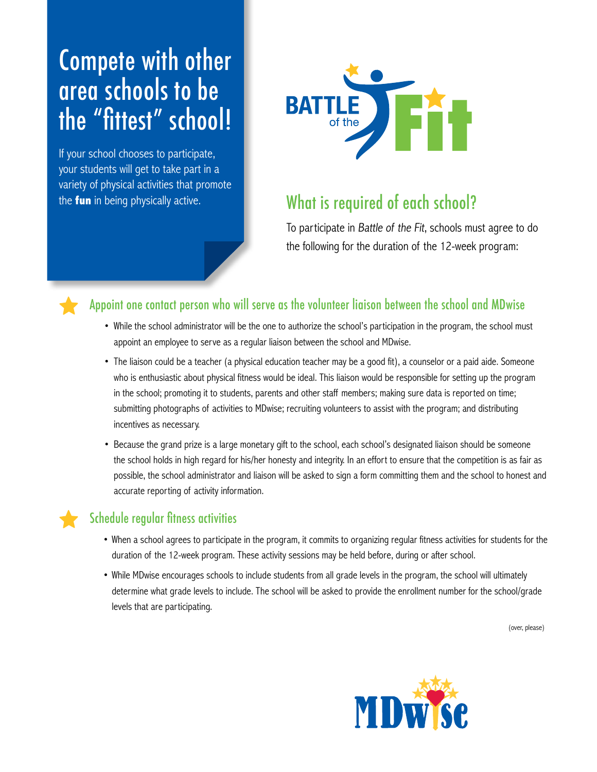# Compete with other area schools to be the "fittest" school!

If your school chooses to participate, your students will get to take part in a variety of physical activities that promote the **fun** in being physically active.

BATTLE of the Fit

## What is required of each school?

To participate in *Battle of the Fit*, schools must agree to do the following for the duration of the 12-week program:

### Appoint one contact person who will serve as the volunteer liaison between the school and MDwise

- While the school administrator will be the one to authorize the school's participation in the program, the school must appoint an employee to serve as a regular liaison between the school and MDwise.
- The liaison could be a teacher (a physical education teacher may be a good fit), a counselor or a paid aide. Someone who is enthusiastic about physical fitness would be ideal. This liaison would be responsible for setting up the program in the school; promoting it to students, parents and other staff members; making sure data is reported on time; submitting photographs of activities to MDwise; recruiting volunteers to assist with the program; and distributing incentives as necessary.
- Because the grand prize is a large monetary gift to the school, each school's designated liaison should be someone the school holds in high regard for his/her honesty and integrity. In an effort to ensure that the competition is as fair as possible, the school administrator and liaison will be asked to sign a form committing them and the school to honest and accurate reporting of activity information.

### Schedule regular fitness activities

- When a school agrees to participate in the program, it commits to organizing regular fitness activities for students for the duration of the 12-week program. These activity sessions may be held before, during or after school.
- While MDwise encourages schools to include students from all grade levels in the program, the school will ultimately determine what grade levels to include. The school will be asked to provide the enrollment number for the school/grade levels that are participating.

(over, please)

MDwise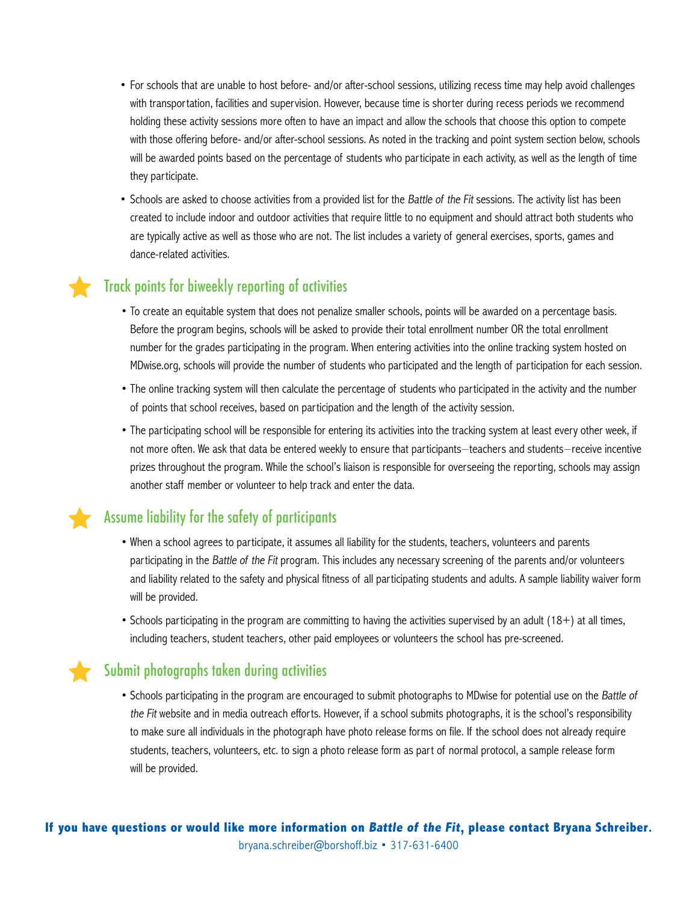- For schools that are unable to host before- and/or after-school sessions, utilizing recess time may help avoid challenges with transportation, facilities and supervision. However, because time is shorter during recess periods we recommend holding these activity sessions more often to have an impact and allow the schools that choose this option to compete with those offering before- and/or after-school sessions. As noted in the tracking and point system section below, schools will be awarded points based on the percentage of students who participate in each activity, as well as the length of time they participate.
- Schools are asked to choose activities from a provided list for the *Battle of the Fit* sessions. The activity list has been created to include indoor and outdoor activities that require little to no equipment and should attract both students who are typically active as well as those who are not. The list includes a variety of general exercises, sports, games and dance-related activities.

## Track points for biweekly reporting of activities

- To create an equitable system that does not penalize smaller schools, points will be awarded on a percentage basis. Before the program begins, schools will be asked to provide their total enrollment number OR the total enrollment number for the grades participating in the program. When entering activities into the online tracking system hosted on MDwise.org, schools will provide the number of students who participated and the length of participation for each session.
- The online tracking system will then calculate the percentage of students who participated in the activity and the number of points that school receives, based on participation and the length of the activity session.
- The participating school will be responsible for entering its activities into the tracking system at least every other week, if not more often. We ask that data be entered weekly to ensure that participants—teachers and students—receive incentive prizes throughout the program. While the school's liaison is responsible for overseeing the reporting, schools may assign another staff member or volunteer to help track and enter the data.

## Assume liability for the safety of participants

- When a school agrees to participate, it assumes all liability for the students, teachers, volunteers and parents participating in the *Battle of the Fit* program. This includes any necessary screening of the parents and/or volunteers and liability related to the safety and physical fitness of all participating students and adults. A sample liability waiver form will be provided.
- Schools participating in the program are committing to having the activities supervised by an adult (18+) at all times, including teachers, student teachers, other paid employees or volunteers the school has pre-screened.

## Submit photographs taken during activities

- Schools participating in the program are encouraged to submit photographs to MDwise for potential use on the *Battle of the Fit* website and in media outreach efforts. However, if a school submits photographs, it is the school's responsibility to make sure all individuals in the photograph have photo release forms on file. If the school does not already require students, teachers, volunteers, etc. to sign a photo release form as part of normal protocol, a sample release form will be provided.

**If you have questions or would like more information on *Battle of the Fit*, please contact Bryana Schreiber.**

bryana.schreiber@borshoff.biz • 317-631-6400